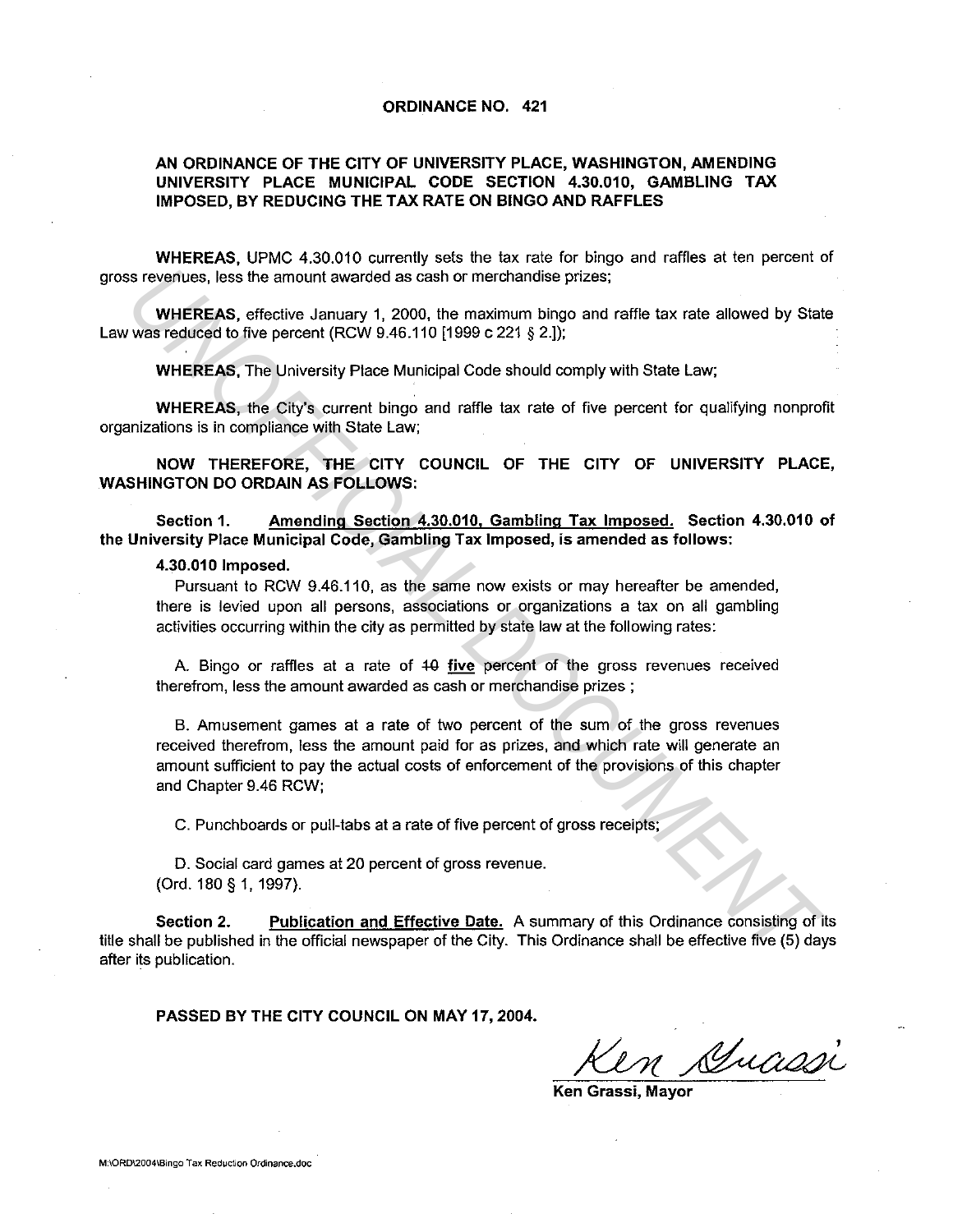# ORDINANCE NO. 421

## AN ORDINANCE OF THE CITY OF UNIVERSITY PLACE, WASHINGTON, AMENDING UNIVERSITY PLACE MUNICIPAL CODE SECTION 4.30.010, GAMBLING TAX IMPOSED, BY REDUCING THE TAX RATE ON BINGO AND RAFFLES

**WHEREAS,** UPMC 4.30.010 currently sets the tax rate for bingo and raffles at ten percent of gross revenues, less the amount awarded as cash or merchandise prizes;

**WHEREAS,** effective January 1, 2000, the maximum bingo and raffle tax rate allowed by State Law was reduced to five percent (RCW 9.46.110 [1999 c 221 § 2.]);

**WHEREAS,** The University Place Municipal Code should comply with State Law;

**WHEREAS,** the City's current bingo and raffle tax rate of five percent for qualifying nonprofit organizations is in compliance with State Law;

**NOW THEREFORE, THE CITY COUNCIL OF THE CITY OF UNIVERSITY PLACE, WASHINGTON DO ORDAIN AS FOLLOWS:**

**Section 1. Amending Section 4.30.010, Gambling Tax Imposed. Section 4.30.010 of the University Place Municipal Code, Gambling Tax Imposed, is amended as follows:**

**4.30.010 Imposed.**

Pursuant to RCW 9.46.110, as the same now exists or may hereafter be amended, there is levied upon all persons, associations or organizations a tax on all gambling activities occurring within the city as permitted by state law at the following rates:

A. Bingo or raffles at a rate of ~~10~~ **five** percent of the gross revenues received therefrom, less the amount awarded as cash or merchandise prizes ;

B. Amusement games at a rate of two percent of the sum of the gross revenues received therefrom, less the amount paid for as prizes, and which rate will generate an amount sufficient to pay the actual costs of enforcement of the provisions of this chapter and Chapter 9.46 RCW;

C. Punchboards or pull-tabs at a rate of five percent of gross receipts;

D. Social card games at 20 percent of gross revenue.
(Ord. 180 § 1, 1997).

**Section 2. Publication and Effective Date.** A summary of this Ordinance consisting of its title shall be published in the official newspaper of the City. This Ordinance shall be effective five (5) days after its publication.

**PASSED BY THE CITY COUNCIL ON MAY 17, 2004.**

Ken Grassi

**Ken Grassi, Mayor**

M:\ORD\2004\Bingo Tax Reduction Ordinance.doc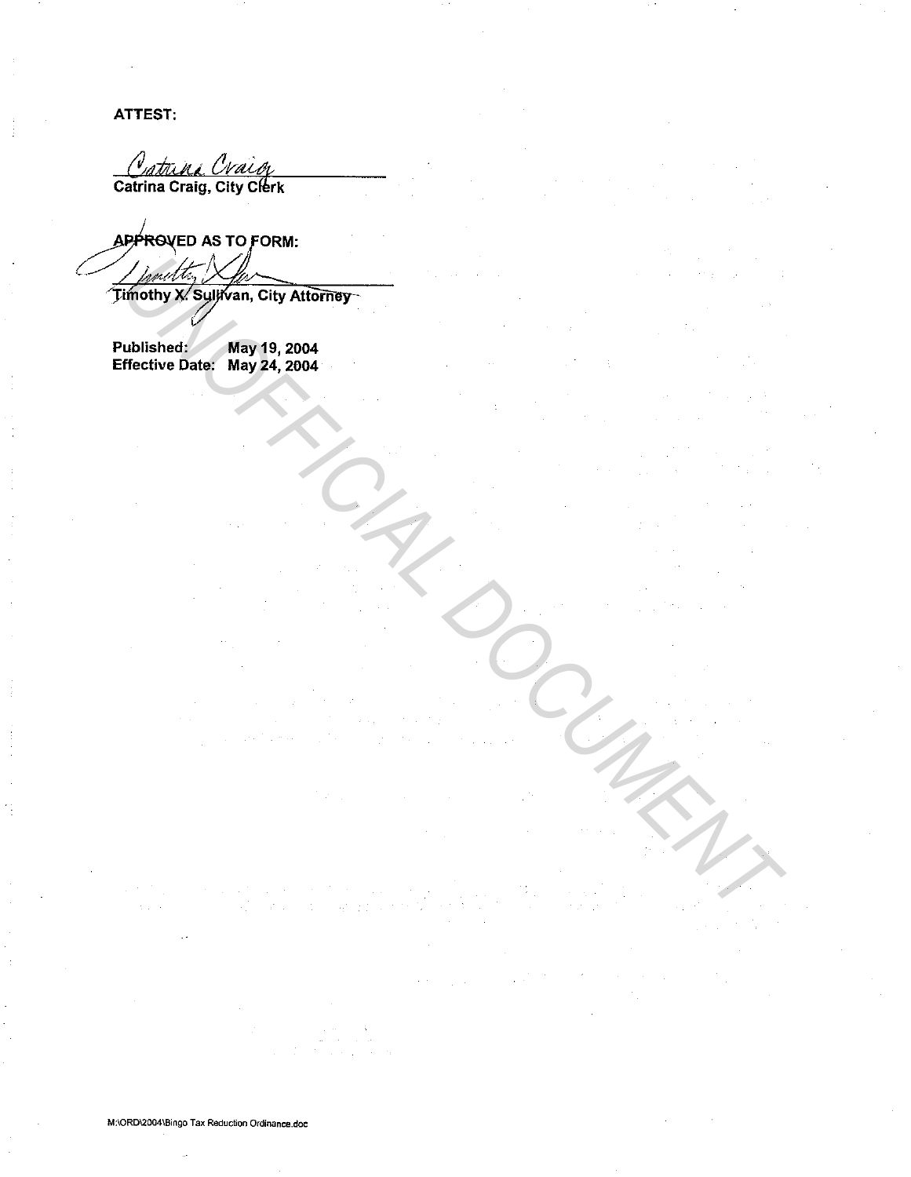**ATTEST:**

Catrina Craig

**Catrina Craig, City Clerk**

**APPROVED AS TO FORM:**

Timothy X. Sullivan

**Timothy X. Sullivan, City Attorney**

**Published: May 19, 2004**
**Effective Date: May 24, 2004**

UNOFFICIAL DOCUMENT

M:\ORD\2004\Bingo Tax Reduction Ordinance.doc